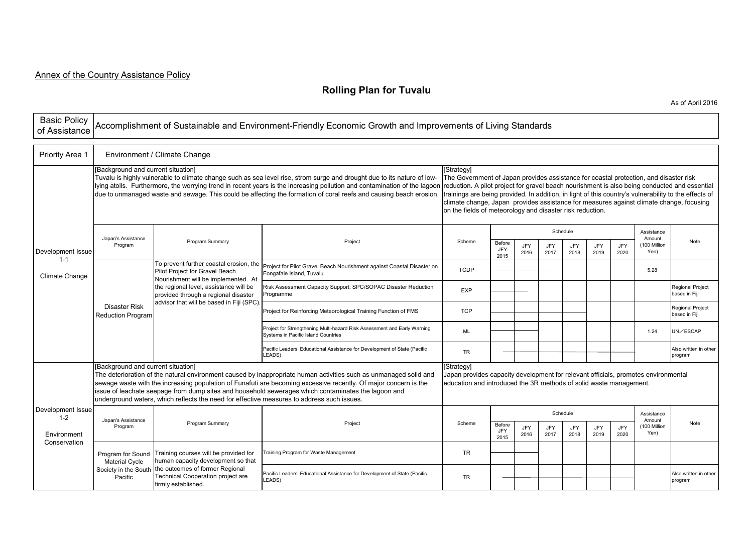Annex of the Country Assistance Policy

# Rolling Plan for Tuvalu

As of April 2016

| Basic Policy of Assistance | Accomplishment of Sustainable and Environment-Friendly Economic Growth and Improvements of Living Standards |
|---|---|

## Priority Area 1: Environment / Climate Change

### Development Issue 1-1: Climate Change

[Background and current situation]
Tuvalu is highly vulnerable to climate change such as sea level rise, strom surge and drought due to its nature of low-lying atolls. Furthermore, the worrying trend in recent years is the increasing pollution and contamination of the lagoon due to unmanaged waste and sewage. This could be affecting the formation of coral reefs and causing beach erosion.

[Strategy]
The Government of Japan provides assistance for coastal protection, and disaster risk reduction. A pilot project for gravel beach nourishment is also being conducted and essential trainings are being provided. In addition, in light of this country's vulnerability to the effects of climate change, Japan provides assistance for measures against climate change, focusing on the fields of meteorology and disaster risk reduction.

| Japan's Assistance Program | Program Summary | Project | Scheme | Schedule: Before JFY 2015 | JFY 2016 | JFY 2017 | JFY 2018 | JFY 2019 | JFY 2020 | Assistance Amount (100 Million Yen) | Note |
|---|---|---|---|---|---|---|---|---|---|---|---|
| Disaster Risk Reduction Program | To prevent further coastal erosion, the Pilot Project for Gravel Beach Nourishment will be implemented. At the regional level, assistance will be provided through a regional disaster advisor that will be based in Fiji (SPC). | Project for Pilot Gravel Beach Nourishment against Coastal Disaster on Fongafale Island, Tuvalu | TCDP | | | | | | | 5.28 | |
| | | Risk Assessment Capacity Support: SPC/SOPAC Disaster Reduction Programme | EXP | | | | | | | | Regional Project based in Fiji |
| | | Project for Reinforcing Meteorological Training Function of FMS | TCP | | | | | | | | Regional Project based in Fiji |
| | | Project for Strengthening Multi-hazard Risk Assessment and Early Warning Systems in Pacific Island Countries | ML | | | | | | | 1.24 | UN／ESCAP |
| | | Pacific Leaders' Educational Assistance for Development of State (Pacific LEADS) | TR | | | | | | | | Also written in other program |

### Development Issue 1-2: Environment Conservation

[Background and current situation]
The deterioration of the natural environment caused by inappropriate human activities such as unmanaged solid and sewage waste with the increasing population of Funafuti are becoming excessive recently. Of major concern is the issue of leachate seepage from dump sites and household sewerages which contaminates the lagoon and underground waters, which reflects the need for effective measures to address such issues.

[Strategy]
Japan provides capacity development for relevant officials, promotes environmental education and introduced the 3R methods of solid waste management.

| Japan's Assistance Program | Program Summary | Project | Scheme | Schedule: Before JFY 2015 | JFY 2016 | JFY 2017 | JFY 2018 | JFY 2019 | JFY 2020 | Assistance Amount (100 Million Yen) | Note |
|---|---|---|---|---|---|---|---|---|---|---|---|
| Program for Sound Material Cycle Society in the South Pacific | Training courses will be provided for human capacity development so that the outcomes of former Regional Technical Cooperation project are firmly established. | Training Program for Waste Management | TR | | | | | | | | |
| | | Pacific Leaders' Educational Assistance for Development of State (Pacific LEADS) | TR | | | | | | | | Also written in other program |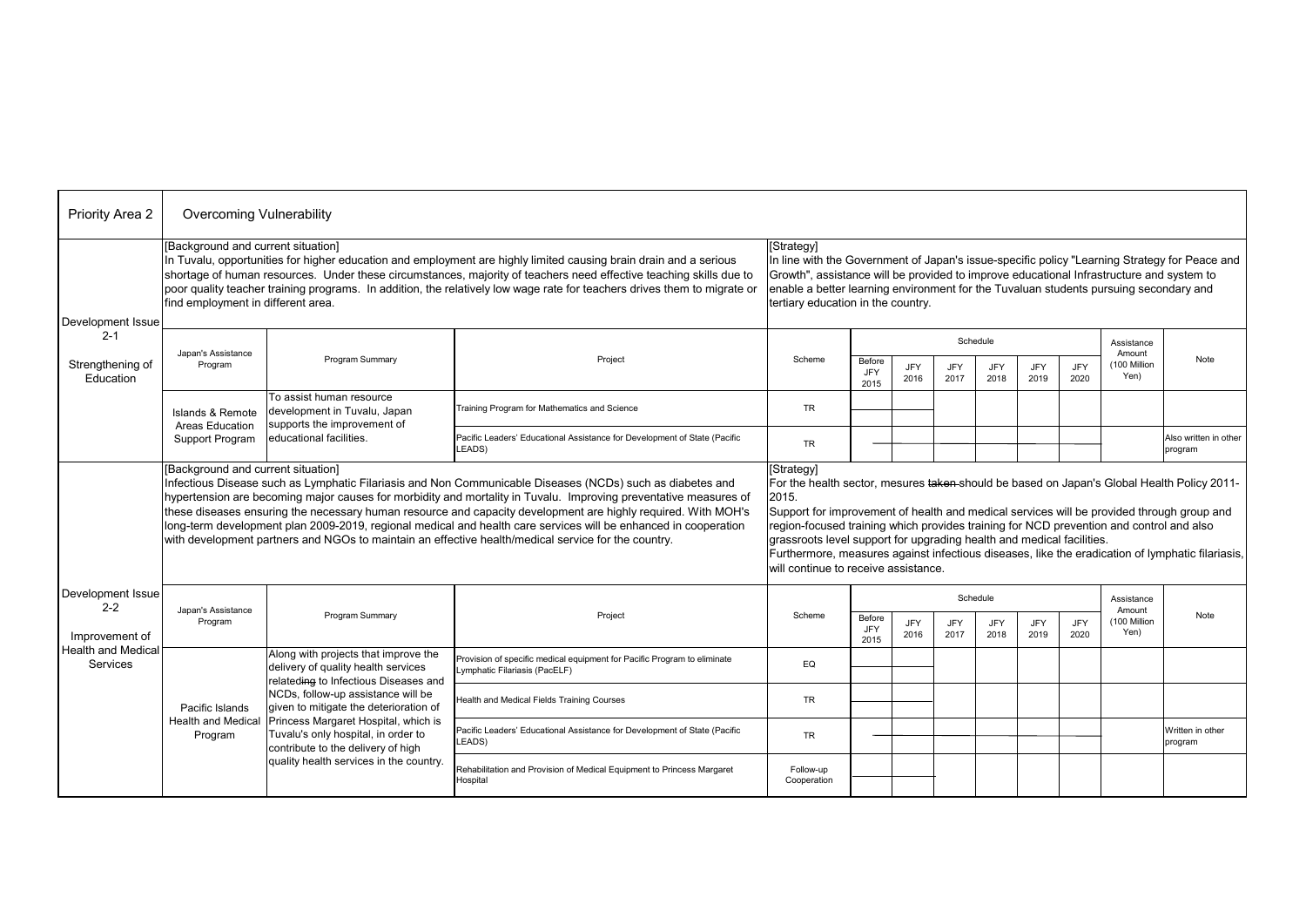| Priority Area 2 | Overcoming Vulnerability | | | | | | | | | | | | |
|---|---|---|---|---|---|---|---|---|---|---|---|---|---|
| Development Issue 2-1<br><br>Strengthening of Education | [Background and current situation]<br>In Tuvalu, opportunities for higher education and employment are highly limited causing brain drain and a serious shortage of human resources. Under these circumstances, majority of teachers need effective teaching skills due to poor quality teacher training programs. In addition, the relatively low wage rate for teachers drives them to migrate or find employment in different area. | | | [Strategy]<br>In line with the Government of Japan's issue-specific policy "Learning Strategy for Peace and Growth", assistance will be provided to improve educational Infrastructure and system to enable a better learning environment for the Tuvaluan students pursuing secondary and tertiary education in the country. | | | | | | | | | |
| | Japan's Assistance Program | Program Summary | Project | Scheme | Schedule | | | | | | | Assistance Amount (100 Million Yen) | Note |
| | | | | | Before JFY 2015 | JFY 2016 | JFY 2017 | JFY 2018 | JFY 2019 | JFY 2020 | | | |
| | Islands & Remote Areas Education Support Program | To assist human resource development in Tuvalu, Japan supports the improvement of educational facilities. | Training Program for Mathematics and Science | TR | | | | | | | | | |
| | | | Pacific Leaders' Educational Assistance for Development of State (Pacific LEADS) | TR | | | | | | | | | Also written in other program |
| Development Issue 2-2<br><br>Improvement of Health and Medical Services | [Background and current situation]<br>Infectious Disease such as Lymphatic Filariasis and Non Communicable Diseases (NCDs) such as diabetes and hypertension are becoming major causes for morbidity and mortality in Tuvalu. Improving preventative measures of these diseases ensuring the necessary human resource and capacity development are highly required. With MOH's long-term development plan 2009-2019, regional medical and health care services will be enhanced in cooperation with development partners and NGOs to maintain an effective health/medical service for the country. | | | [Strategy]<br>For the health sector, mesures ~~taken~~ should be based on Japan's Global Health Policy 2011-2015.<br>Support for improvement of health and medical services will be provided through group and region-focused training which provides training for NCD prevention and control and also grassroots level support for upgrading health and medical facilities.<br>Furthermore, measures against infectious diseases, like the eradication of lymphatic filariasis, will continue to receive assistance. | | | | | | | | | |
| | Japan's Assistance Program | Program Summary | Project | Scheme | Schedule | | | | | | | Assistance Amount (100 Million Yen) | Note |
| | | | | | Before JFY 2015 | JFY 2016 | JFY 2017 | JFY 2018 | JFY 2019 | JFY 2020 | | | |
| | Pacific Islands Health and Medical Program | Along with projects that improve the delivery of quality health services relateding to Infectious Diseases and NCDs, follow-up assistance will be given to mitigate the deterioration of Princess Margaret Hospital, which is Tuvalu's only hospital, in order to contribute to the delivery of high quality health services in the country. | Provision of specific medical equipment for Pacific Program to eliminate Lymphatic Filariasis (PacELF) | EQ | | | | | | | | | |
| | | | Health and Medical Fields Training Courses | TR | | | | | | | | | |
| | | | Pacific Leaders' Educational Assistance for Development of State (Pacific LEADS) | TR | | | | | | | | | Written in other program |
| | | | Rehabilitation and Provision of Medical Equipment to Princess Margaret Hospital | Follow-up Cooperation | | | | | | | | | |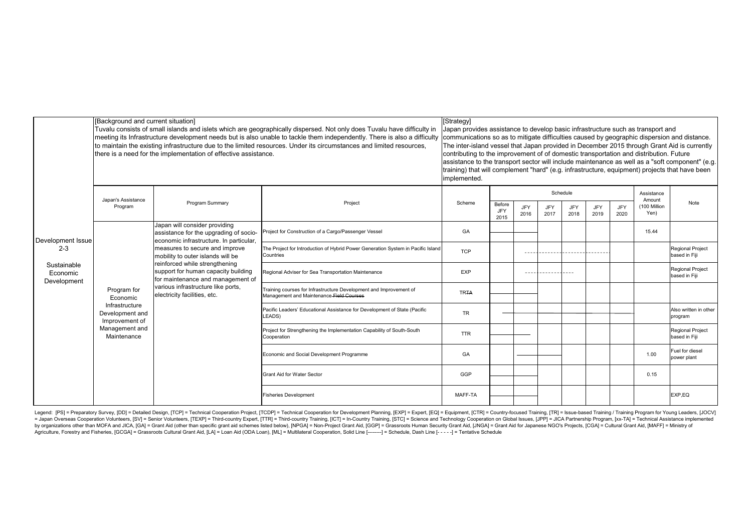| | [Background and current situation] | | | [Strategy] | | | | | | | | | |
|---|---|---|---|---|---|---|---|---|---|---|---|---|---|
| | Tuvalu consists of small islands and islets which are geographically dispersed. Not only does Tuvalu have difficulty in meeting its Infrastructure development needs but is also unable to tackle them independently. There is also a difficulty to maintain the existing infrastructure due to the limited resources. Under its circumstances and limited resources, there is a need for the implementation of effective assistance. | | | Japan provides assistance to develop basic infrastructure such as transport and communications so as to mitigate difficulties caused by geographic dispersion and distance. The inter-island vessel that Japan provided in December 2015 through Grant Aid is currently contributing to the improvement of of domestic transportation and distribution. Future assistance to the transport sector will include maintenance as well as a "soft component" (e.g. training) that will complement "hard" (e.g. infrastructure, equipment) projects that have been implemented. | | | | | | | | | |
| | Japan's Assistance Program | Program Summary | Project | Scheme | Schedule | | | | | | | Assistance Amount (100 Million Yen) | Note |
| | | | | | Before JFY 2015 | JFY 2016 | JFY 2017 | JFY 2018 | JFY 2019 | JFY 2020 | | | |
| Development Issue 2-3<br><br>Sustainable Economic Development | Program for Economic Infrastructure Development and Improvement of Management and Maintenance | Japan will consider providing assistance for the upgrading of socio-economic infrastructure. In particular, measures to secure and improve mobility to outer islands will be reinforced while strengthening support for human capacity building for maintenance and management of various infrastructure like ports, electricity facilities, etc. | Project for Construction of a Cargo/Passenger Vessel | GA | | | | | | | | 15.44 | |
| | | | The Project for Introduction of Hybrid Power Generation System in Pacific Island Countries | TCP | | - - - - | - - - - | - - - - | - - - - | | | | Regional Project based in Fiji |
| | | | Regional Adviser for Sea Transportation Maintenance | EXP | | - - - - | - - - - | - - - - | | | | | Regional Project based in Fiji |
| | | | Training courses for Infrastructure Development and Improvement of Management and Maintenance ~~Field Courses~~ | TR~~TA~~ | | | | | | | | | |
| | | | Pacific Leaders' Educational Assistance for Development of State (Pacific LEADS) | TR | ——— | ——— | ——— | ——— | ——— | ——— | | | Also written in other program |
| | | | Project for Strengthening the Implementation Capability of South-South Cooperation | TTR | ——— | ——— | | | | | | | Regional Project based in Fiji |
| | | | Economic and Social Development Programme | GA | | ——— | ——— | | | | | 1.00 | Fuel for diesel power plant |
| | | | Grant Aid for Water Sector | GGP | | | | | | | | 0.15 | |
| | | | Fisheries Development | MAFF-TA | | | | | | | | | EXP,EQ |

Legend: [PS] = Preparatory Survey, [DD] = Detailed Design, [TCP] = Technical Cooperation Project, [TCDP] = Technical Cooperation for Development Planning, [EXP] = Expert, [EQ] = Equipment, [CTR] = Country-focused Training, [TR] = Issue-based Training / Training Program for Young Leaders, [JOCV] = Japan Overseas Cooperation Volunteers, [SV] = Senior Volunteers, [TEXP] = Third-country Expert, [TTR] = Third-country Training, [ICT] = In-Country Training, [STC] = Science and Technology Cooperation on Global Issues, [JPP] = JICA Partnership Program, [xx-TA] = Technical Assistance implemented by organizations other than MOFA and JICA, [GA] = Grant Aid (other than specific grant aid schemes listed below), [NPGA] = Non-Project Grant Aid, [GGP] = Grassroots Human Security Grant Aid, [JNGA] = Grant Aid for Japanese NGO's Projects, [CGA] = Cultural Grant Aid, [MAFF] = Ministry of Agriculture, Forestry and Fisheries, [GCGA] = Grassroots Cultural Grant Aid, [LA] = Loan Aid (ODA Loan), [ML] = Multilateral Cooperation, Solid Line [--------] = Schedule, Dash Line [- - - - -] = Tentative Schedule